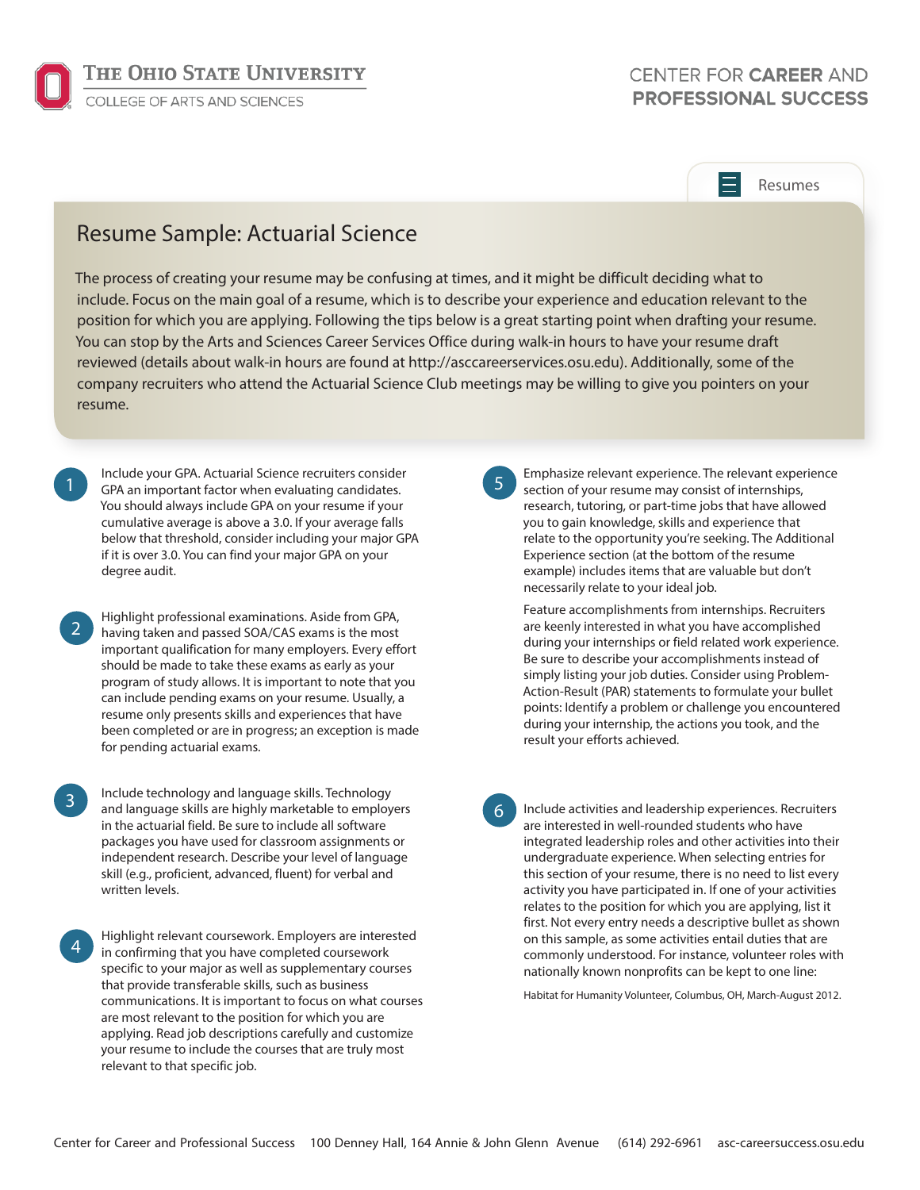THE OHIO STATE UNIVERSITY
COLLEGE OF ARTS AND SCIENCES

CENTER FOR **CAREER** AND **PROFESSIONAL SUCCESS**

Resumes

# Resume Sample: Actuarial Science

The process of creating your resume may be confusing at times, and it might be difficult deciding what to include. Focus on the main goal of a resume, which is to describe your experience and education relevant to the position for which you are applying. Following the tips below is a great starting point when drafting your resume. You can stop by the Arts and Sciences Career Services Office during walk-in hours to have your resume draft reviewed (details about walk-in hours are found at http://asccareerservices.osu.edu). Additionally, some of the company recruiters who attend the Actuarial Science Club meetings may be willing to give you pointers on your resume.

1. Include your GPA. Actuarial Science recruiters consider GPA an important factor when evaluating candidates. You should always include GPA on your resume if your cumulative average is above a 3.0. If your average falls below that threshold, consider including your major GPA if it is over 3.0. You can find your major GPA on your degree audit.

2. Highlight professional examinations. Aside from GPA, having taken and passed SOA/CAS exams is the most important qualification for many employers. Every effort should be made to take these exams as early as your program of study allows. It is important to note that you can include pending exams on your resume. Usually, a resume only presents skills and experiences that have been completed or are in progress; an exception is made for pending actuarial exams.

3. Include technology and language skills. Technology and language skills are highly marketable to employers in the actuarial field. Be sure to include all software packages you have used for classroom assignments or independent research. Describe your level of language skill (e.g., proficient, advanced, fluent) for verbal and written levels.

4. Highlight relevant coursework. Employers are interested in confirming that you have completed coursework specific to your major as well as supplementary courses that provide transferable skills, such as business communications. It is important to focus on what courses are most relevant to the position for which you are applying. Read job descriptions carefully and customize your resume to include the courses that are truly most relevant to that specific job.

5. Emphasize relevant experience. The relevant experience section of your resume may consist of internships, research, tutoring, or part-time jobs that have allowed you to gain knowledge, skills and experience that relate to the opportunity you're seeking. The Additional Experience section (at the bottom of the resume example) includes items that are valuable but don't necessarily relate to your ideal job.

   Feature accomplishments from internships. Recruiters are keenly interested in what you have accomplished during your internships or field related work experience. Be sure to describe your accomplishments instead of simply listing your job duties. Consider using Problem-Action-Result (PAR) statements to formulate your bullet points: Identify a problem or challenge you encountered during your internship, the actions you took, and the result your efforts achieved.

6. Include activities and leadership experiences. Recruiters are interested in well-rounded students who have integrated leadership roles and other activities into their undergraduate experience. When selecting entries for this section of your resume, there is no need to list every activity you have participated in. If one of your activities relates to the position for which you are applying, list it first. Not every entry needs a descriptive bullet as shown on this sample, as some activities entail duties that are commonly understood. For instance, volunteer roles with nationally known nonprofits can be kept to one line:

   Habitat for Humanity Volunteer, Columbus, OH, March-August 2012.

Center for Career and Professional Success 100 Denney Hall, 164 Annie & John Glenn Avenue (614) 292-6961 asc-careersuccess.osu.edu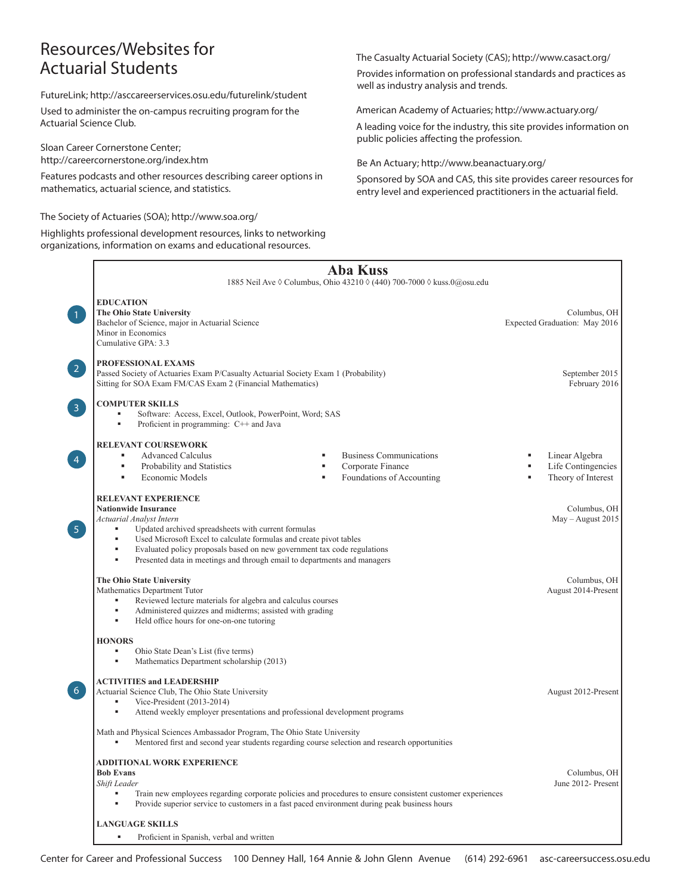# Resources/Websites for Actuarial Students

FutureLink; http://asccareerservices.osu.edu/futurelink/student

Used to administer the on-campus recruiting program for the Actuarial Science Club.

Sloan Career Cornerstone Center; http://careercornerstone.org/index.htm

Features podcasts and other resources describing career options in mathematics, actuarial science, and statistics.

The Society of Actuaries (SOA); http://www.soa.org/

Highlights professional development resources, links to networking organizations, information on exams and educational resources.

The Casualty Actuarial Society (CAS); http://www.casact.org/

Provides information on professional standards and practices as well as industry analysis and trends.

American Academy of Actuaries; http://www.actuary.org/

A leading voice for the industry, this site provides information on public policies affecting the profession.

Be An Actuary; http://www.beanactuary.org/

Sponsored by SOA and CAS, this site provides career resources for entry level and experienced practitioners in the actuarial field.

---

## Aba Kuss

1885 Neil Ave ◊ Columbus, Ohio 43210 ◊ (440) 700-7000 ◊ kuss.0@osu.edu

1

**EDUCATION**

**The Ohio State University** — Columbus, OH
Bachelor of Science, major in Actuarial Science — Expected Graduation: May 2016
Minor in Economics
Cumulative GPA: 3.3

2

**PROFESSIONAL EXAMS**

Passed Society of Actuaries Exam P/Casualty Actuarial Society Exam 1 (Probability) — September 2015
Sitting for SOA Exam FM/CAS Exam 2 (Financial Mathematics) — February 2016

3

**COMPUTER SKILLS**

- Software: Access, Excel, Outlook, PowerPoint, Word; SAS
- Proficient in programming: C++ and Java

4

**RELEVANT COURSEWORK**

- Advanced Calculus
- Probability and Statistics
- Economic Models
- Business Communications
- Corporate Finance
- Foundations of Accounting
- Linear Algebra
- Life Contingencies
- Theory of Interest

5

**RELEVANT EXPERIENCE**

**Nationwide Insurance** — Columbus, OH
*Actuarial Analyst Intern* — May – August 2015

- Updated archived spreadsheets with current formulas
- Used Microsoft Excel to calculate formulas and create pivot tables
- Evaluated policy proposals based on new government tax code regulations
- Presented data in meetings and through email to departments and managers

**The Ohio State University** — Columbus, OH
Mathematics Department Tutor — August 2014-Present

- Reviewed lecture materials for algebra and calculus courses
- Administered quizzes and midterms; assisted with grading
- Held office hours for one-on-one tutoring

**HONORS**

- Ohio State Dean's List (five terms)
- Mathematics Department scholarship (2013)

6

**ACTIVITIES and LEADERSHIP**

Actuarial Science Club, The Ohio State University — August 2012-Present

- Vice-President (2013-2014)
- Attend weekly employer presentations and professional development programs

Math and Physical Sciences Ambassador Program, The Ohio State University

- Mentored first and second year students regarding course selection and research opportunities

**ADDITIONAL WORK EXPERIENCE**

**Bob Evans** — Columbus, OH
*Shift Leader* — June 2012- Present

- Train new employees regarding corporate policies and procedures to ensure consistent customer experiences
- Provide superior service to customers in a fast paced environment during peak business hours

**LANGUAGE SKILLS**

- Proficient in Spanish, verbal and written

Center for Career and Professional Success 100 Denney Hall, 164 Annie & John Glenn Avenue (614) 292-6961 asc-careersuccess.osu.edu